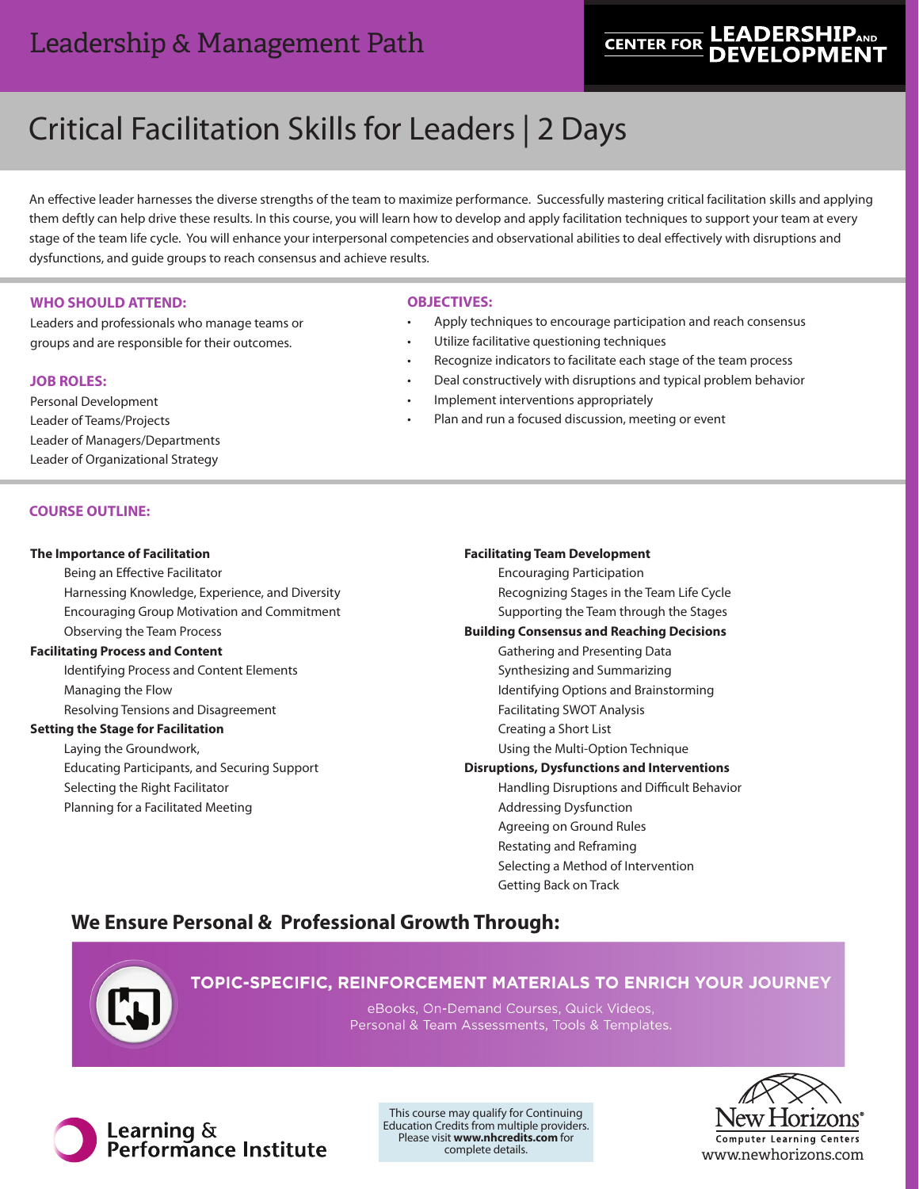Leadership & Management Path

CENTER FOR LEADERSHIP AND DEVELOPMENT

# Critical Facilitation Skills for Leaders | 2 Days

An effective leader harnesses the diverse strengths of the team to maximize performance. Successfully mastering critical facilitation skills and applying them deftly can help drive these results. In this course, you will learn how to develop and apply facilitation techniques to support your team at every stage of the team life cycle. You will enhance your interpersonal competencies and observational abilities to deal effectively with disruptions and dysfunctions, and guide groups to reach consensus and achieve results.

## WHO SHOULD ATTEND:

Leaders and professionals who manage teams or groups and are responsible for their outcomes.

## JOB ROLES:

Personal Development
Leader of Teams/Projects
Leader of Managers/Departments
Leader of Organizational Strategy

## OBJECTIVES:

- Apply techniques to encourage participation and reach consensus
- Utilize facilitative questioning techniques
- Recognize indicators to facilitate each stage of the team process
- Deal constructively with disruptions and typical problem behavior
- Implement interventions appropriately
- Plan and run a focused discussion, meeting or event

## COURSE OUTLINE:

**The Importance of Facilitation**
- Being an Effective Facilitator
- Harnessing Knowledge, Experience, and Diversity
- Encouraging Group Motivation and Commitment
- Observing the Team Process

**Facilitating Process and Content**
- Identifying Process and Content Elements
- Managing the Flow
- Resolving Tensions and Disagreement

**Setting the Stage for Facilitation**
- Laying the Groundwork,
- Educating Participants, and Securing Support
- Selecting the Right Facilitator
- Planning for a Facilitated Meeting

**Facilitating Team Development**
- Encouraging Participation
- Recognizing Stages in the Team Life Cycle
- Supporting the Team through the Stages

**Building Consensus and Reaching Decisions**
- Gathering and Presenting Data
- Synthesizing and Summarizing
- Identifying Options and Brainstorming
- Facilitating SWOT Analysis
- Creating a Short List
- Using the Multi-Option Technique

**Disruptions, Dysfunctions and Interventions**
- Handling Disruptions and Difficult Behavior
- Addressing Dysfunction
- Agreeing on Ground Rules
- Restating and Reframing
- Selecting a Method of Intervention
- Getting Back on Track

## We Ensure Personal & Professional Growth Through:

**TOPIC-SPECIFIC, REINFORCEMENT MATERIALS TO ENRICH YOUR JOURNEY**

eBooks, On-Demand Courses, Quick Videos, Personal & Team Assessments, Tools & Templates.

Learning & Performance Institute

This course may qualify for Continuing Education Credits from multiple providers. Please visit **www.nhcredits.com** for complete details.

New Horizons® Computer Learning Centers
www.newhorizons.com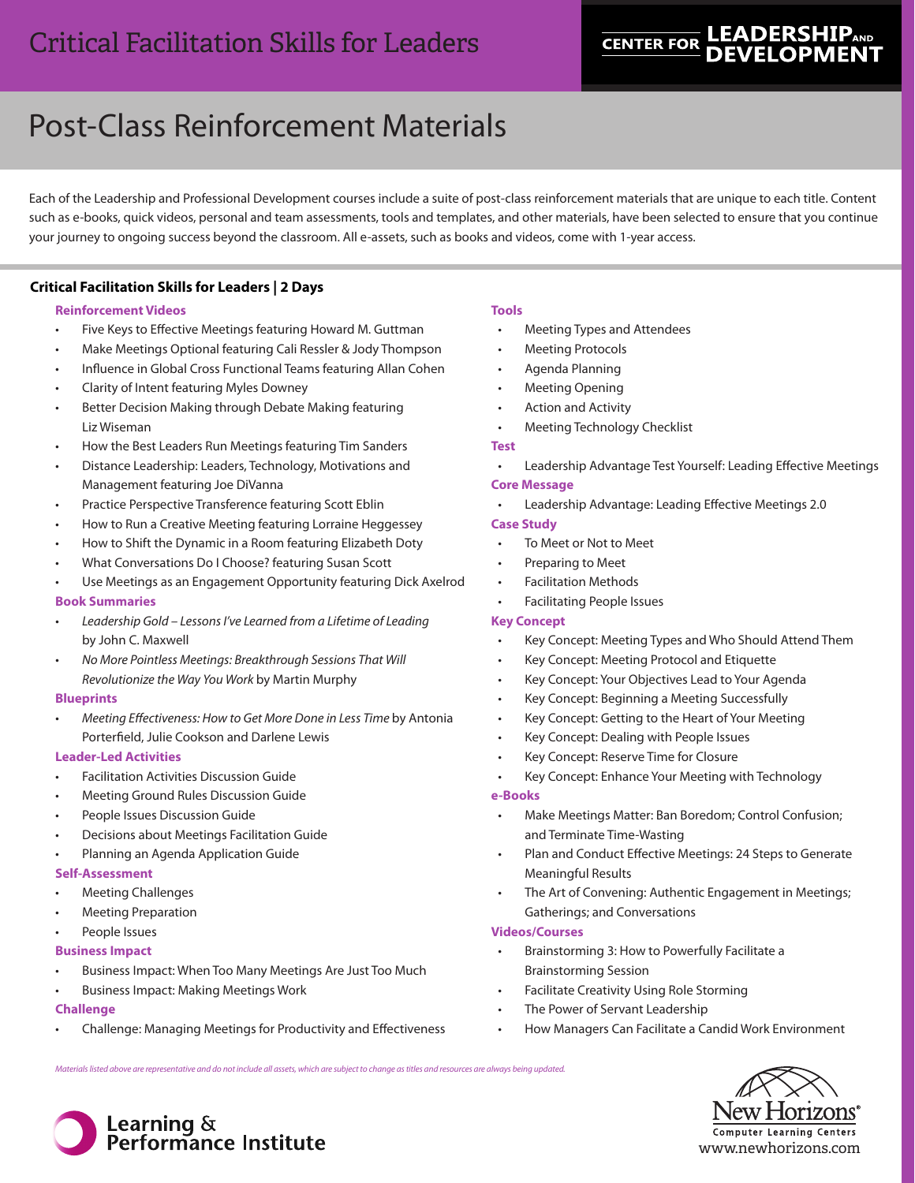# Critical Facilitation Skills for Leaders

CENTER FOR LEADERSHIP AND DEVELOPMENT

## Post-Class Reinforcement Materials

Each of the Leadership and Professional Development courses include a suite of post-class reinforcement materials that are unique to each title. Content such as e-books, quick videos, personal and team assessments, tools and templates, and other materials, have been selected to ensure that you continue your journey to ongoing success beyond the classroom. All e-assets, such as books and videos, come with 1-year access.

### Critical Facilitation Skills for Leaders | 2 Days

#### Reinforcement Videos

- Five Keys to Effective Meetings featuring Howard M. Guttman
- Make Meetings Optional featuring Cali Ressler & Jody Thompson
- Influence in Global Cross Functional Teams featuring Allan Cohen
- Clarity of Intent featuring Myles Downey
- Better Decision Making through Debate Making featuring Liz Wiseman
- How the Best Leaders Run Meetings featuring Tim Sanders
- Distance Leadership: Leaders, Technology, Motivations and Management featuring Joe DiVanna
- Practice Perspective Transference featuring Scott Eblin
- How to Run a Creative Meeting featuring Lorraine Heggessey
- How to Shift the Dynamic in a Room featuring Elizabeth Doty
- What Conversations Do I Choose? featuring Susan Scott
- Use Meetings as an Engagement Opportunity featuring Dick Axelrod

#### Book Summaries

- *Leadership Gold – Lessons I've Learned from a Lifetime of Leading* by John C. Maxwell
- *No More Pointless Meetings: Breakthrough Sessions That Will Revolutionize the Way You Work* by Martin Murphy

#### Blueprints

- *Meeting Effectiveness: How to Get More Done in Less Time* by Antonia Porterfield, Julie Cookson and Darlene Lewis

#### Leader-Led Activities

- Facilitation Activities Discussion Guide
- Meeting Ground Rules Discussion Guide
- People Issues Discussion Guide
- Decisions about Meetings Facilitation Guide
- Planning an Agenda Application Guide

#### Self-Assessment

- Meeting Challenges
- Meeting Preparation
- People Issues

#### Business Impact

- Business Impact: When Too Many Meetings Are Just Too Much
- Business Impact: Making Meetings Work

#### Challenge

- Challenge: Managing Meetings for Productivity and Effectiveness

#### Tools

- Meeting Types and Attendees
- Meeting Protocols
- Agenda Planning
- Meeting Opening
- Action and Activity
- Meeting Technology Checklist

#### Test

- Leadership Advantage Test Yourself: Leading Effective Meetings

#### Core Message

- Leadership Advantage: Leading Effective Meetings 2.0

#### Case Study

- To Meet or Not to Meet
- Preparing to Meet
- Facilitation Methods
- Facilitating People Issues

#### Key Concept

- Key Concept: Meeting Types and Who Should Attend Them
- Key Concept: Meeting Protocol and Etiquette
- Key Concept: Your Objectives Lead to Your Agenda
- Key Concept: Beginning a Meeting Successfully
- Key Concept: Getting to the Heart of Your Meeting
- Key Concept: Dealing with People Issues
- Key Concept: Reserve Time for Closure
- Key Concept: Enhance Your Meeting with Technology

#### e-Books

- Make Meetings Matter: Ban Boredom; Control Confusion; and Terminate Time-Wasting
- Plan and Conduct Effective Meetings: 24 Steps to Generate Meaningful Results
- The Art of Convening: Authentic Engagement in Meetings; Gatherings; and Conversations

#### Videos/Courses

- Brainstorming 3: How to Powerfully Facilitate a Brainstorming Session
- Facilitate Creativity Using Role Storming
- The Power of Servant Leadership
- How Managers Can Facilitate a Candid Work Environment

*Materials listed above are representative and do not include all assets, which are subject to change as titles and resources are always being updated.*

Learning & Performance Institute

New Horizons® Computer Learning Centers
www.newhorizons.com